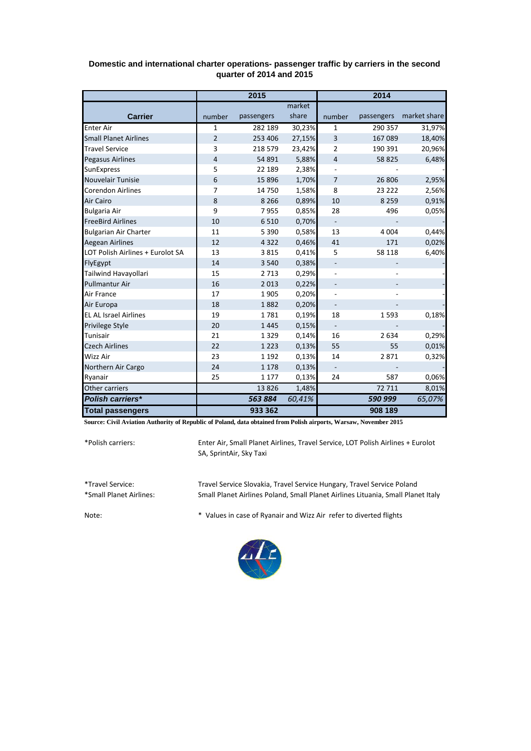**Domestic and international charter operations- passenger traffic by carriers in the second quarter of 2014 and 2015**

| Carrier | 2015 | | | 2014 | | |
|---|---|---|---|---|---|---|
| | number | passengers | market share | number | passengers | market share |
| Enter Air | 1 | 282 189 | 30,23% | 1 | 290 357 | 31,97% |
| Small Planet Airlines | 2 | 253 406 | 27,15% | 3 | 167 089 | 18,40% |
| Travel Service | 3 | 218 579 | 23,42% | 2 | 190 391 | 20,96% |
| Pegasus Airlines | 4 | 54 891 | 5,88% | 4 | 58 825 | 6,48% |
| SunExpress | 5 | 22 189 | 2,38% | - | - | - |
| Nouvelair Tunisie | 6 | 15 896 | 1,70% | 7 | 26 806 | 2,95% |
| Corendon Airlines | 7 | 14 750 | 1,58% | 8 | 23 222 | 2,56% |
| Air Cairo | 8 | 8 266 | 0,89% | 10 | 8 259 | 0,91% |
| Bulgaria Air | 9 | 7 955 | 0,85% | 28 | 496 | 0,05% |
| FreeBird Airlines | 10 | 6 510 | 0,70% | - | - | - |
| Bulgarian Air Charter | 11 | 5 390 | 0,58% | 13 | 4 004 | 0,44% |
| Aegean Airlines | 12 | 4 322 | 0,46% | 41 | 171 | 0,02% |
| LOT Polish Airlines + Eurolot SA | 13 | 3 815 | 0,41% | 5 | 58 118 | 6,40% |
| FlyEgypt | 14 | 3 540 | 0,38% | - | - | - |
| Tailwind Havayollari | 15 | 2 713 | 0,29% | - | - | - |
| Pullmantur Air | 16 | 2 013 | 0,22% | - | - | - |
| Air France | 17 | 1 905 | 0,20% | - | - | - |
| Air Europa | 18 | 1 882 | 0,20% | - | - | - |
| EL AL Israel Airlines | 19 | 1 781 | 0,19% | 18 | 1 593 | 0,18% |
| Privilege Style | 20 | 1 445 | 0,15% | - | - | - |
| Tunisair | 21 | 1 329 | 0,14% | 16 | 2 634 | 0,29% |
| Czech Airlines | 22 | 1 223 | 0,13% | 55 | 55 | 0,01% |
| Wizz Air | 23 | 1 192 | 0,13% | 14 | 2 871 | 0,32% |
| Northern Air Cargo | 24 | 1 178 | 0,13% | - | - | - |
| Ryanair | 25 | 1 177 | 0,13% | 24 | 587 | 0,06% |
| Other carriers | | 13 826 | 1,48% | | 72 711 | 8,01% |
| ***Polish carriers**** | | ***563 884*** | *60,41%* | | ***590 999*** | *65,07%* |
| **Total passengers** | | **933 362** | | | **908 189** | |

**Source: Civil Aviation Authority of Republic of Poland, data obtained from Polish airports, Warsaw, November 2015**

*Polish carriers: Enter Air, Small Planet Airlines, Travel Service, LOT Polish Airlines + Eurolot SA, SprintAir, Sky Taxi

*Travel Service: Travel Service Slovakia, Travel Service Hungary, Travel Service Poland

*Small Planet Airlines: Small Planet Airlines Poland, Small Planet Airlines Lituania, Small Planet Italy

Note: * Values in case of Ryanair and Wizz Air refer to diverted flights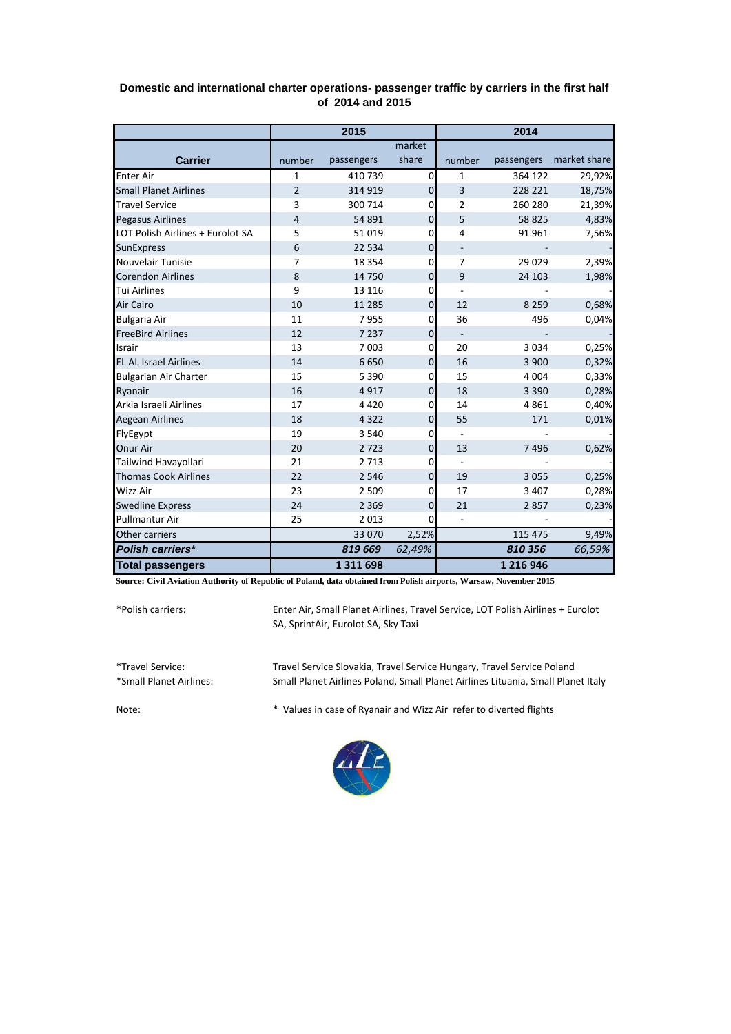### Domestic and international charter operations- passenger traffic by carriers in the first half of 2014 and 2015

| Carrier | 2015 | | | 2014 | | |
|---|---|---|---|---|---|---|
| | number | passengers | market share | number | passengers | market share |
| Enter Air | 1 | 410 739 | 0 | 1 | 364 122 | 29,92% |
| Small Planet Airlines | 2 | 314 919 | 0 | 3 | 228 221 | 18,75% |
| Travel Service | 3 | 300 714 | 0 | 2 | 260 280 | 21,39% |
| Pegasus Airlines | 4 | 54 891 | 0 | 5 | 58 825 | 4,83% |
| LOT Polish Airlines + Eurolot SA | 5 | 51 019 | 0 | 4 | 91 961 | 7,56% |
| SunExpress | 6 | 22 534 | 0 | - | - | - |
| Nouvelair Tunisie | 7 | 18 354 | 0 | 7 | 29 029 | 2,39% |
| Corendon Airlines | 8 | 14 750 | 0 | 9 | 24 103 | 1,98% |
| Tui Airlines | 9 | 13 116 | 0 | - | - | - |
| Air Cairo | 10 | 11 285 | 0 | 12 | 8 259 | 0,68% |
| Bulgaria Air | 11 | 7 955 | 0 | 36 | 496 | 0,04% |
| FreeBird Airlines | 12 | 7 237 | 0 | - | - | - |
| Israir | 13 | 7 003 | 0 | 20 | 3 034 | 0,25% |
| EL AL Israel Airlines | 14 | 6 650 | 0 | 16 | 3 900 | 0,32% |
| Bulgarian Air Charter | 15 | 5 390 | 0 | 15 | 4 004 | 0,33% |
| Ryanair | 16 | 4 917 | 0 | 18 | 3 390 | 0,28% |
| Arkia Israeli Airlines | 17 | 4 420 | 0 | 14 | 4 861 | 0,40% |
| Aegean Airlines | 18 | 4 322 | 0 | 55 | 171 | 0,01% |
| FlyEgypt | 19 | 3 540 | 0 | - | - | - |
| Onur Air | 20 | 2 723 | 0 | 13 | 7 496 | 0,62% |
| Tailwind Havayollari | 21 | 2 713 | 0 | - | - | - |
| Thomas Cook Airlines | 22 | 2 546 | 0 | 19 | 3 055 | 0,25% |
| Wizz Air | 23 | 2 509 | 0 | 17 | 3 407 | 0,28% |
| Swedline Express | 24 | 2 369 | 0 | 21 | 2 857 | 0,23% |
| Pullmantur Air | 25 | 2 013 | 0 | - | - | - |
| Other carriers | | 33 070 | 2,52% | | 115 475 | 9,49% |
| ***Polish carriers**** | | ***819 669*** | *62,49%* | | ***810 356*** | *66,59%* |
| **Total passengers** | | **1 311 698** | | | **1 216 946** | |

**Source: Civil Aviation Authority of Republic of Poland, data obtained from Polish airports, Warsaw, November 2015**

*Polish carriers: Enter Air, Small Planet Airlines, Travel Service, LOT Polish Airlines + Eurolot SA, SprintAir, Eurolot SA, Sky Taxi

*Travel Service: Travel Service Slovakia, Travel Service Hungary, Travel Service Poland

*Small Planet Airlines: Small Planet Airlines Poland, Small Planet Airlines Lituania, Small Planet Italy

Note: * Values in case of Ryanair and Wizz Air refer to diverted flights